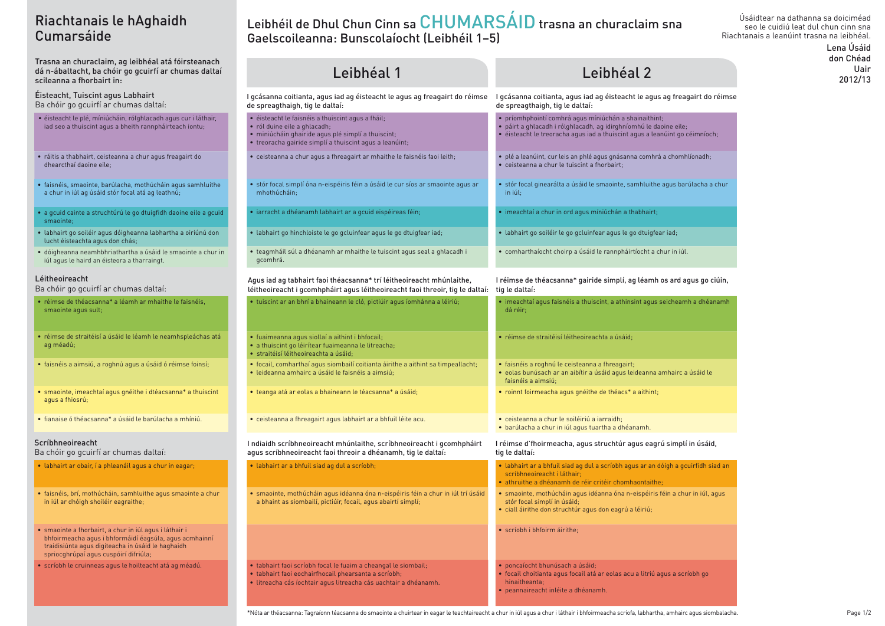# Leibhéil de Dhul Chun Cinn sa CHUMARSÁID trasna an churaclaim sna Gaelscoileanna: Bunscolaíocht (Leibhéil 1–5)

Úsáidtear na dathanna sa doiciméad seo le cuidiú leat dul chun cinn sna Riachtanais a leanúint trasna na leibhéal.

Lena Úsáid don Chéad Uair 2012/13

## Riachtanais le hAghaidh Cumarsáide

**Trasna an churaclaim, ag leibhéal atá fóirsteanach dá n-ábaltacht, ba chóir go gcuirfí ar chumas daltaí scileanna a fhorbairt in:**

### Éisteacht, Tuiscint agus Labhairt

| Riachtanais: Ba chóir go gcuirfí ar chumas daltaí: | Leibhéal 1: I gcásanna coitianta, agus iad ag éisteacht le agus ag freagairt do réimse de spreagthaigh, tig le daltaí: | Leibhéal 2: I gcásanna coitianta, agus iad ag éisteacht le agus ag freagairt do réimse de spreagthaigh, tig le daltaí: |
|---|---|---|
| • éisteacht le plé, míniúcháin, rólghlacadh agus cur i láthair, iad seo a thuiscint agus a bheith rannpháirteach iontu; | • éisteacht le faisnéis a thuiscint agus a fháil;<br>• ról duine eile a ghlacadh;<br>• miniúcháin ghairide agus plé simplí a thuiscint;<br>• treoracha gairide simplí a thuiscint agus a leanúint; | • príomhphointí comhrá agus míniúchán a shainaithint;<br>• páirt a ghlacadh i rólghlacadh, ag idirghníomhú le daoine eile;<br>• éisteacht le treoracha agus iad a thuiscint agus a leanúint go céimníoch; |
| • ráitis a thabhairt, ceisteanna a chur agus freagairt do dhearcthaí daoine eile; | • ceisteanna a chur agus a fhreagairt ar mhaithe le faisnéis faoi leith; | • plé a leanúint, cur leis an phlé agus gnásanna comhrá a chomhlíonadh;<br>• ceisteanna a chur le tuiscint a fhorbairt; |
| • faisnéis, smaointe, barúlacha, mothúcháin agus samhluithe a chur in iúl ag úsáid stór focal atá ag leathnú; | • stór focal simplí óna n-eispéiris féin a úsáid le cur síos ar smaointe agus ar mhothúcháin; | • stór focal ginearálta a úsáid le smaointe, samhluithe agus barúlacha a chur in iúl; |
| • a gcuid cainte a struchtúrú le go dtuigfidh daoine eile a gcuid smaointe; | • iarracht a dhéanamh labhairt ar a gcuid eispéireas féin; | • imeachtaí a chur in ord agus míniúchán a thabhairt; |
| • labhairt go soiléir agus dóigheanna labhartha a oiriúnú don lucht éisteachta agus don chás; | • labhairt go hinchloiste le go gcluinfear agus le go dtuigfear iad; | • labhairt go soiléir le go gcluinfear agus le go dtuigfear iad; |
| • dóigheanna neamhbhriathartha a úsáid le smaointe a chur in iúl agus le haird an éisteora a tharraingt. | • teagmháil súl a dhéanamh ar mhaithe le tuiscint agus seal a ghlacadh i gcomhrá. | • comharthaíocht choirp a úsáid le rannpháirtíocht a chur in iúl. |

### Léitheoireacht

| Riachtanais: Ba chóir go gcuirfí ar chumas daltaí: | Leibhéal 1: Agus iad ag tabhairt faoi théacsanna* trí léitheoireacht mhúnlaithe, léitheoireacht i gcomhpháirt agus léitheoireacht faoi threoir, tig le daltaí: | Leibhéal 2: I réimse de théacsanna* gairide simplí, ag léamh os ard agus go ciúin, tig le daltaí: |
|---|---|---|
| • réimse de théacsanna* a léamh ar mhaithe le faisnéis, smaointe agus sult; | • tuiscint ar an bhrí a bhaineann le cló, pictiúir agus íomhánna a léiriú; | • imeachtaí agus faisnéis a thuiscint, a athinsint agus seicheamh a dhéanamh dá réir; |
| • réimse de straitéisí a úsáid le léamh le neamhspleáchas atá ag méadú; | • fuaimeanna agus siollaí a aithint i bhfocail;<br>• a thuiscint go léirítear fuaimeanna le litreacha;<br>• straitéisí léitheoireachta a úsáid; | • réimse de straitéisí léitheoireachta a úsáid; |
| • faisnéis a aimsiú, a roghnú agus a úsáid ó réimse foinsí; | • focail, comharthaí agus siombailí coitianta áirithe a aithint sa timpeallacht;<br>• leideanna amhairc a úsáid le faisnéis a aimsiú; | • faisnéis a roghnú le ceisteanna a fhreagairt;<br>• eolas bunúsach ar an aibítir a úsáid agus leideanna amhairc a úsáid le faisnéis a aimsiú; |
| • smaointe, imeachtaí agus gnéithe i dtéacsanna* a thuiscint agus a fhiosrú; | • teanga atá ar eolas a bhaineann le téacsanna* a úsáid; | • roinnt foirmeacha agus gnéithe de théacs* a aithint; |
| • fianaise ó théacsanna* a úsáid le barúlacha a mhíniú. | • ceisteanna a fhreagairt agus labhairt ar a bhfuil léite acu. | • ceisteanna a chur le soiléiriú a iarraidh;<br>• barúlacha a chur in iúl agus tuartha a dhéanamh. |

### Scríbhneoireacht

| Riachtanais: Ba chóir go gcuirfí ar chumas daltaí: | Leibhéal 1: I ndiaidh scríbhneoireacht mhúnlaithe, scríbhneoireacht i gcomhpháirt agus scríbhneoireacht faoi threoir a dhéanamh, tig le daltaí: | Leibhéal 2: I réimse d'fhoirmeacha, agus struchtúr agus eagrú simplí in úsáid, tig le daltaí: |
|---|---|---|
| • labhairt ar obair, í a phleanáil agus a chur in eagar; | • labhairt ar a bhfuil siad ag dul a scríobh; | • labhairt ar a bhfuil siad ag dul a scríobh agus ar an dóigh a gcuirfidh siad an scríbhneoireacht i láthair;<br>• athruithe a dhéanamh de réir critéir chomhaontaithe; |
| • faisnéis, brí, mothúcháin, samhluithe agus smaointe a chur in iúl ar dhóigh shoiléir eagraithe; | • smaointe, mothúcháin agus idéanna óna n-eispéiris féin a chur in iúl trí úsáid a bhaint as siombailí, pictiúir, focail, agus abairtí simplí; | • smaointe, mothúcháin agus idéanna óna n-eispéiris féin a chur in iúl, agus stór focal simplí in úsáid;<br>• ciall áirithe don struchtúr agus don eagrú a léiriú; |
| • smaointe a fhorbairt, a chur in iúl agus i láthair i bhfoirmeacha agus i bhformáidí éagsúla, agus acmhainní traidisiúnta agus digiteacha in úsáid le haghaidh spriocghrúpaí agus cuspóirí difriúla; | | • scríobh i bhfoirm áirithe; |
| • scríobh le cruinneas agus le hoilteacht atá ag méadú. | • tabhairt faoi scríobh focal le fuaim a cheangal le siombail;<br>• tabhairt faoi eochairfhocail phearsanta a scríobh;<br>• litreacha cás íochtair agus litreacha cás uachtair a dhéanamh. | • poncaíocht bhunúsach a úsáid;<br>• focail choitianta agus focail atá ar eolas acu a litriú agus a scríobh go hinaitheanta;<br>• peannaireacht inléite a dhéanamh. |

*Nóta ar théacsanna: Tagraíonn téacsanna do smaointe a chuirtear in eagar le teachtaireacht a chur in iúl agus a chur i láthair i bhfoirmeacha scríofa, labhartha, amhairc agus siombalacha.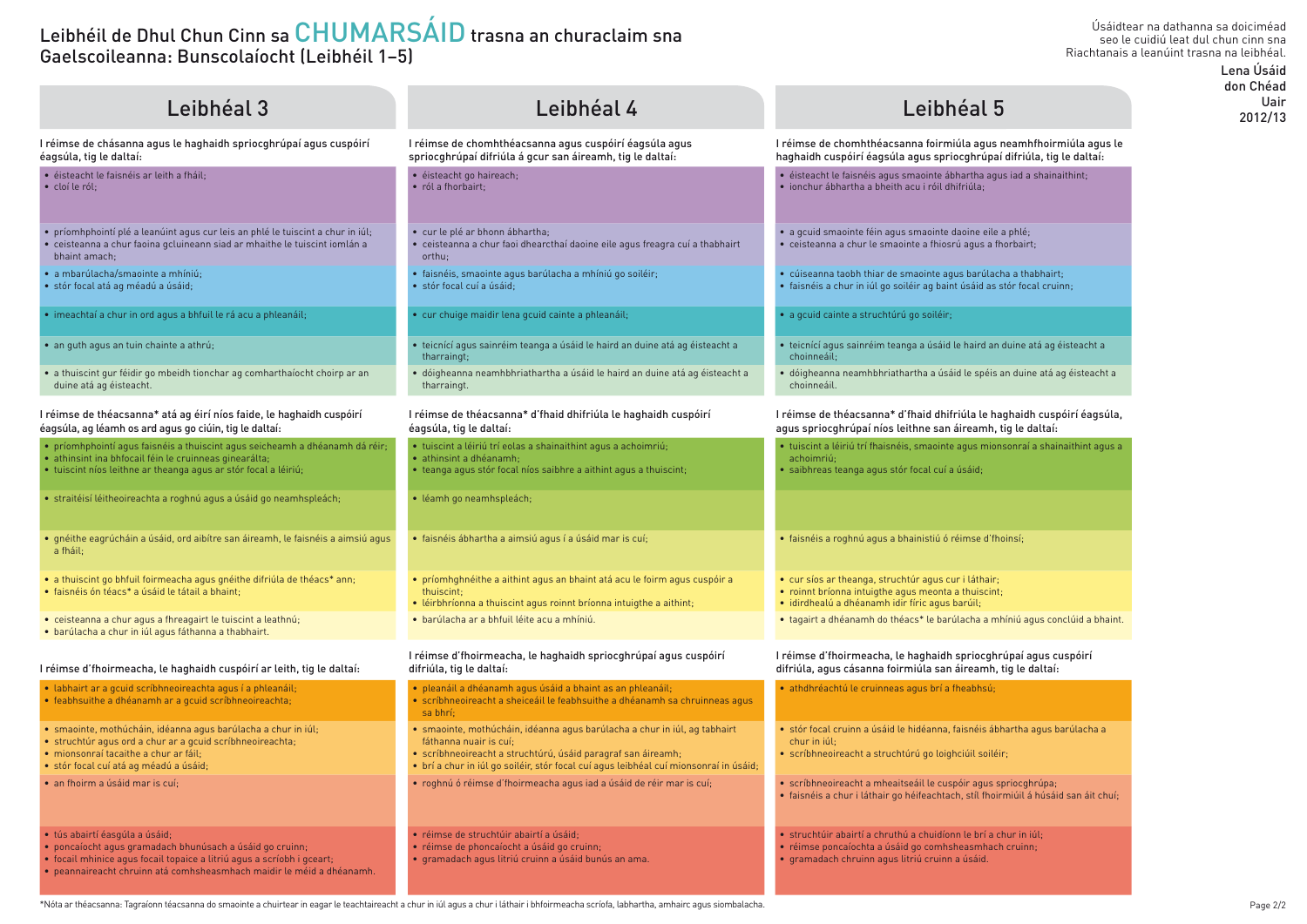# Leibhéil de Dhul Chun Cinn sa CHUMARSÁID trasna an churaclaim sna Gaelscoileanna: Bunscolaíocht (Leibhéil 1–5)

Úsáidtear na dathanna sa doiciméad seo le cuidiú leat dul chun cinn sna Riachtanais a leanúint trasna na leibhéal.

Lena Úsáid don Chéad Uair 2012/13

| Leibhéal 3 | Leibhéal 4 | Leibhéal 5 |
|---|---|---|
| I réimse de chásanna agus le haghaidh spriocghrúpaí agus cuspóirí éagsúla, tig le daltaí: | I réimse de chomhthéacsanna agus cuspóirí éagsúla agus spriocghrúpaí difriúla á gcur san áireamh, tig le daltaí: | I réimse de chomhthéacsanna foirmiúla agus neamhfhoirmiúla agus le haghaidh cuspóirí éagsúla agus spriocghrúpaí difriúla, tig le daltaí: |
| • éisteacht le faisnéis ar leith a fháil;<br>• cloí le ról; | • éisteacht go haireach;<br>• ról a fhorbairt; | • éisteacht le faisnéis agus smaointe ábhartha agus iad a shainaithint;<br>• ionchur ábhartha a bheith acu i róil dhifriúla; |
| • príomhphointí plé a leanúint agus cur leis an phlé le tuiscint a chur in iúl;<br>• ceisteanna a chur faoina gcluineann siad ar mhaithe le tuiscint iomlán a bhaint amach; | • cur le plé ar bhonn ábhartha;<br>• ceisteanna a chur faoi dhearcthaí daoine eile agus freagra cuí a thabhairt orthu; | • a gcuid smaointe féin agus smaointe daoine eile a phlé;<br>• ceisteanna a chur le smaointe a fhiosrú agus a fhorbairt; |
| • a mbarúlacha/smaointe a mhíniú;<br>• stór focal atá ag méadú a úsáid; | • faisnéis, smaointe agus barúlacha a mhíniú go soiléir;<br>• stór focal cuí a úsáid; | • cúiseanna taobh thiar de smaointe agus barúlacha a thabhairt;<br>• faisnéis a chur in iúl go soiléir ag baint úsáid as stór focal cruinn; |
| • imeachtaí a chur in ord agus a bhfuil le rá acu a phleanáil; | • cur chuige maidir lena gcuid cainte a phleanáil; | • a gcuid cainte a struchtúrú go soiléir; |
| • an guth agus an tuin chainte a athrú; | • teicnící agus sainréim teanga a úsáid le haird an duine atá ag éisteacht a tharraingt; | • teicnící agus sainréim teanga a úsáid le haird an duine atá ag éisteacht a choinneáil; |
| • a thuiscint gur féidir go mbeidh tionchar ag comharthaíocht choirp ar an duine atá ag éisteacht. | • dóigheanna neamhbhriathartha a úsáid le haird an duine atá ag éisteacht a tharraingt. | • dóigheanna neamhbhriathartha a úsáid le spéis an duine atá ag éisteacht a choinneáil. |
| I réimse de théacsanna* atá ag éirí níos faide, le haghaidh cuspóirí éagsúla, ag léamh os ard agus go ciúin, tig le daltaí: | I réimse de théacsanna* d'fhaid dhifriúla le haghaidh cuspóirí éagsúla, tig le daltaí: | I réimse de théacsanna* d'fhaid dhifriúla le haghaidh cuspóirí éagsúla, agus spriocghrúpaí níos leithne san áireamh, tig le daltaí: |
| • príomhphointí agus faisnéis a thuiscint agus seicheamh a dhéanamh dá réir;<br>• athinsint ina bhfocail féin le cruinneas ginearálta;<br>• tuiscint níos leithne ar theanga agus ar stór focal a léiriú; | • tuiscint a léiriú trí eolas a shainaithint agus a achoimriú;<br>• athinsint a dhéanamh;<br>• teanga agus stór focal níos saibhre a aithint agus a thuiscint; | • tuiscint a léiriú trí fhaisnéis, smaointe agus mionsonraí a shainaithint agus a achoimriú;<br>• saibhreas teanga agus stór focal cuí a úsáid; |
| • straitéisí léitheoireachta a roghnú agus a úsáid go neamhspleách; | • léamh go neamhspleách; | |
| • gnéithe eagrúcháin a úsáid, ord aibítre san áireamh, le faisnéis a aimsiú agus a fháil; | • faisnéis ábhartha a aimsiú agus í a úsáid mar is cuí; | • faisnéis a roghnú agus a bhainistiú ó réimse d'fhoinsí; |
| • a thuiscint go bhfuil foirmeacha agus gnéithe difriúla de théacs* ann;<br>• faisnéis ón téacs* a úsáid le tátail a bhaint; | • príomhghnéithe a aithint agus an bhaint atá acu le foirm agus cuspóir a thuiscint;<br>• léirbhríonna a thuiscint agus roinnt bríonna intuigthe a aithint; | • cur síos ar theanga, struchtúr agus cur i láthair;<br>• roinnt bríonna intuigthe agus meonta a thuiscint;<br>• idirdhealú a dhéanamh idir fíric agus barúil; |
| • ceisteanna a chur agus a fhreagairt le tuiscint a leathnú;<br>• barúlacha a chur in iúl agus fáthanna a thabhairt. | • barúlacha ar a bhfuil léite acu a mhíniú. | • tagairt a dhéanamh do théacs* le barúlacha a mhíniú agus conclúid a bhaint. |
| I réimse d'fhoirmeacha, le haghaidh cuspóirí ar leith, tig le daltaí: | I réimse d'fhoirmeacha, le haghaidh spriocghrúpaí agus cuspóirí difriúla, tig le daltaí: | I réimse d'fhoirmeacha, le haghaidh spriocghrúpaí agus cuspóirí difriúla, agus cásanna foirmiúla san áireamh, tig le daltaí: |
| • labhairt ar a gcuid scríbhneoireachta agus í a phleanáil;<br>• feabhsuithe a dhéanamh ar a gcuid scríbhneoireachta; | • pleanáil a dhéanamh agus úsáid a bhaint as an phleanáil;<br>• scríbhneoireacht a sheiceáil le feabhsuithe a dhéanamh sa chruinneas agus sa bhrí; | • athdhréachtú le cruinneas agus brí a fheabhsú; |
| • smaointe, mothúcháin, idéanna agus barúlacha a chur in iúl;<br>• struchtúr agus ord a chur ar a gcuid scríbhneoireachta;<br>• mionsonraí tacaithe a chur ar fáil;<br>• stór focal cuí atá ag méadú a úsáid; | • smaointe, mothúcháin, idéanna agus barúlacha a chur in iúl, ag tabhairt fáthanna nuair is cuí;<br>• scríbhneoireacht a struchtúrú, úsáid paragraf san áireamh;<br>• brí a chur in iúl go soiléir, stór focal cuí agus leibhéal cuí mionsonraí in úsáid; | • stór focal cruinn a úsáid le hidéanna, faisnéis ábhartha agus barúlacha a chur in iúl;<br>• scríbhneoireacht a struchtúrú go loighciúil soiléir; |
| • an fhoirm a úsáid mar is cuí; | • roghnú ó réimse d'fhoirmeacha agus iad a úsáid de réir mar is cuí; | • scríbhneoireacht a mheaitseáil le cuspóir agus spriocghrúpa;<br>• faisnéis a chur i láthair go héifeachtach, stíl fhoirmiúil á húsáid san áit chuí; |
| • tús abairtí éagsúla a úsáid;<br>• poncaíocht agus gramadach bhunúsach a úsáid go cruinn;<br>• focail mhinice agus focail topaice a litriú agus a scríobh i gceart;<br>• peannaireacht chruinn atá comhsheasmhach maidir le méid a dhéanamh. | • réimse de struchtúir abairtí a úsáid;<br>• réimse de phoncaíocht a úsáid go cruinn;<br>• gramadach agus litriú cruinn a úsáid bunús an ama. | • struchtúir abairtí a chruthú a chuidíonn le brí a chur in iúl;<br>• réimse poncaíochta a úsáid go comhsheasmhach cruinn;<br>• gramadach chruinn agus litriú cruinn a úsáid. |

*Nóta ar théacsanna: Tagraíonn téacsanna do smaointe a chuirtear in eagar le teachtaireacht a chur in iúl agus a chur i láthair i bhfoirmeacha scríofa, labhartha, amhairc agus siombalacha.